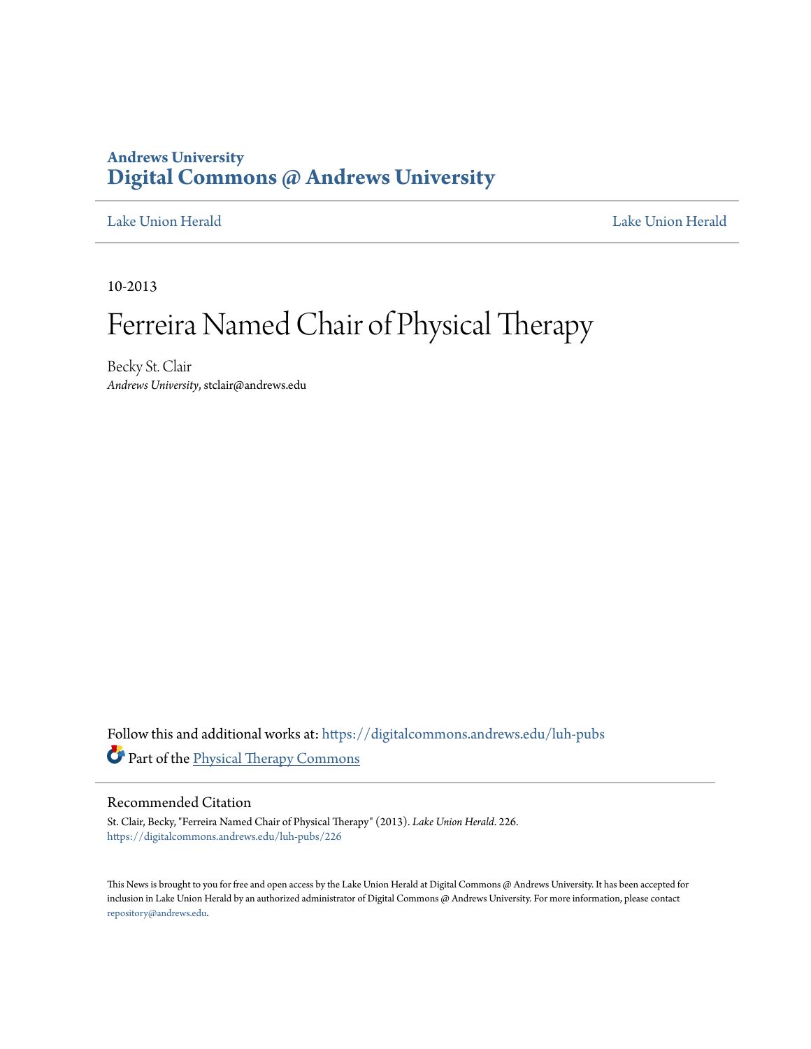Andrews University

# Digital Commons @ Andrews University

Lake Union Herald | Lake Union Herald

10-2013

# Ferreira Named Chair of Physical Therapy

Becky St. Clair
*Andrews University*, stclair@andrews.edu

Follow this and additional works at: https://digitalcommons.andrews.edu/luh-pubs

Part of the Physical Therapy Commons

## Recommended Citation

St. Clair, Becky, "Ferreira Named Chair of Physical Therapy" (2013). *Lake Union Herald*. 226.
https://digitalcommons.andrews.edu/luh-pubs/226

This News is brought to you for free and open access by the Lake Union Herald at Digital Commons @ Andrews University. It has been accepted for inclusion in Lake Union Herald by an authorized administrator of Digital Commons @ Andrews University. For more information, please contact repository@andrews.edu.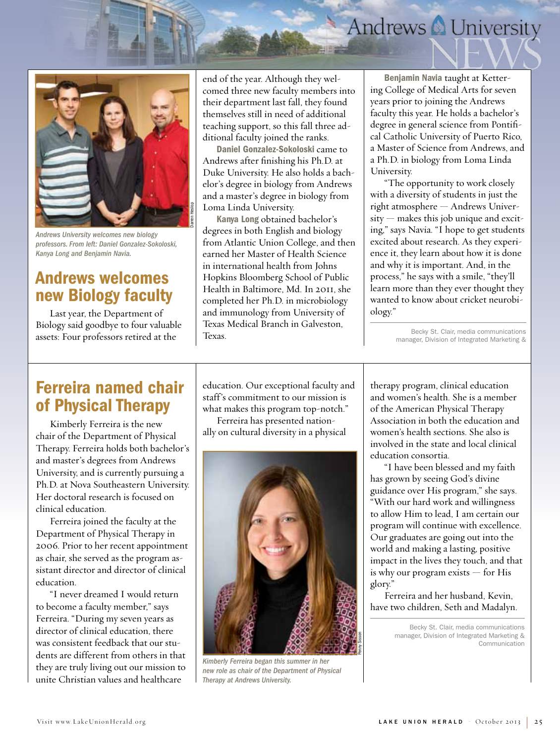Andrews University welcomes new biology professors. From left: Daniel Gonzalez-Sokoloski, Kanya Long and Benjamin Navia.

## Andrews welcomes new Biology faculty

Last year, the Department of Biology said goodbye to four valuable assets: Four professors retired at the end of the year. Although they welcomed three new faculty members into their department last fall, they found themselves still in need of additional teaching support, so this fall three additional faculty joined the ranks.

**Daniel Gonzalez-Sokoloski** came to Andrews after finishing his Ph.D. at Duke University. He also holds a bachelor's degree in biology from Andrews and a master's degree in biology from Loma Linda University.

**Kanya Long** obtained bachelor's degrees in both English and biology from Atlantic Union College, and then earned her Master of Health Science in international health from Johns Hopkins Bloomberg School of Public Health in Baltimore, Md. In 2011, she completed her Ph.D. in microbiology and immunology from University of Texas Medical Branch in Galveston, Texas.

**Benjamin Navia** taught at Kettering College of Medical Arts for seven years prior to joining the Andrews faculty this year. He holds a bachelor's degree in general science from Pontifical Catholic University of Puerto Rico, a Master of Science from Andrews, and a Ph.D. in biology from Loma Linda University.

"The opportunity to work closely with a diversity of students in just the right atmosphere — Andrews University — makes this job unique and exciting," says Navia. "I hope to get students excited about research. As they experience it, they learn about how it is done and why it is important. And, in the process," he says with a smile, "they'll learn more than they ever thought they wanted to know about cricket neurobiology."

Becky St. Clair, media communications manager, Division of Integrated Marketing &

## Ferreira named chair of Physical Therapy

Kimberly Ferreira is the new chair of the Department of Physical Therapy. Ferreira holds both bachelor's and master's degrees from Andrews University, and is currently pursuing a Ph.D. at Nova Southeastern University. Her doctoral research is focused on clinical education.

Ferreira joined the faculty at the Department of Physical Therapy in 2006. Prior to her recent appointment as chair, she served as the program assistant director and director of clinical education.

"I never dreamed I would return to become a faculty member," says Ferreira. "During my seven years as director of clinical education, there was consistent feedback that our students are different from others in that they are truly living out our mission to unite Christian values and healthcare education. Our exceptional faculty and staff's commitment to our mission is what makes this program top-notch."

Ferreira has presented nationally on cultural diversity in a physical therapy program, clinical education and women's health. She is a member of the American Physical Therapy Association in both the education and women's health sections. She also is involved in the state and local clinical education consortia.

Kimberly Ferreira began this summer in her new role as chair of the Department of Physical Therapy at Andrews University.

"I have been blessed and my faith has grown by seeing God's divine guidance over His program," she says. "With our hard work and willingness to allow Him to lead, I am certain our program will continue with excellence. Our graduates are going out into the world and making a lasting, positive impact in the lives they touch, and that is why our program exists — for His glory."

Ferreira and her husband, Kevin, have two children, Seth and Madalyn.

Becky St. Clair, media communications manager, Division of Integrated Marketing & Communication